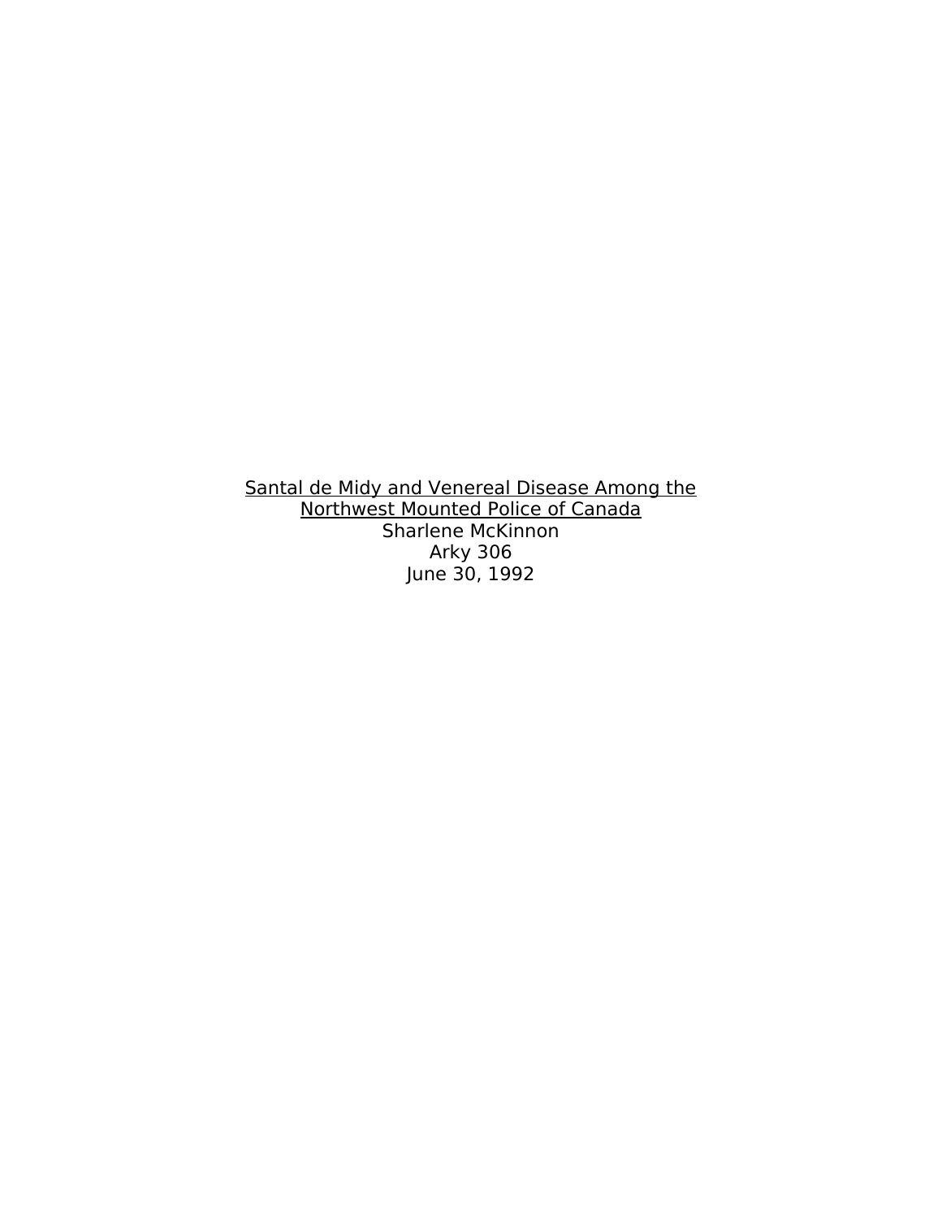<u>Santal de Midy and Venereal Disease Among the Northwest Mounted Police of Canada</u>

Sharlene McKinnon

Arky 306

June 30, 1992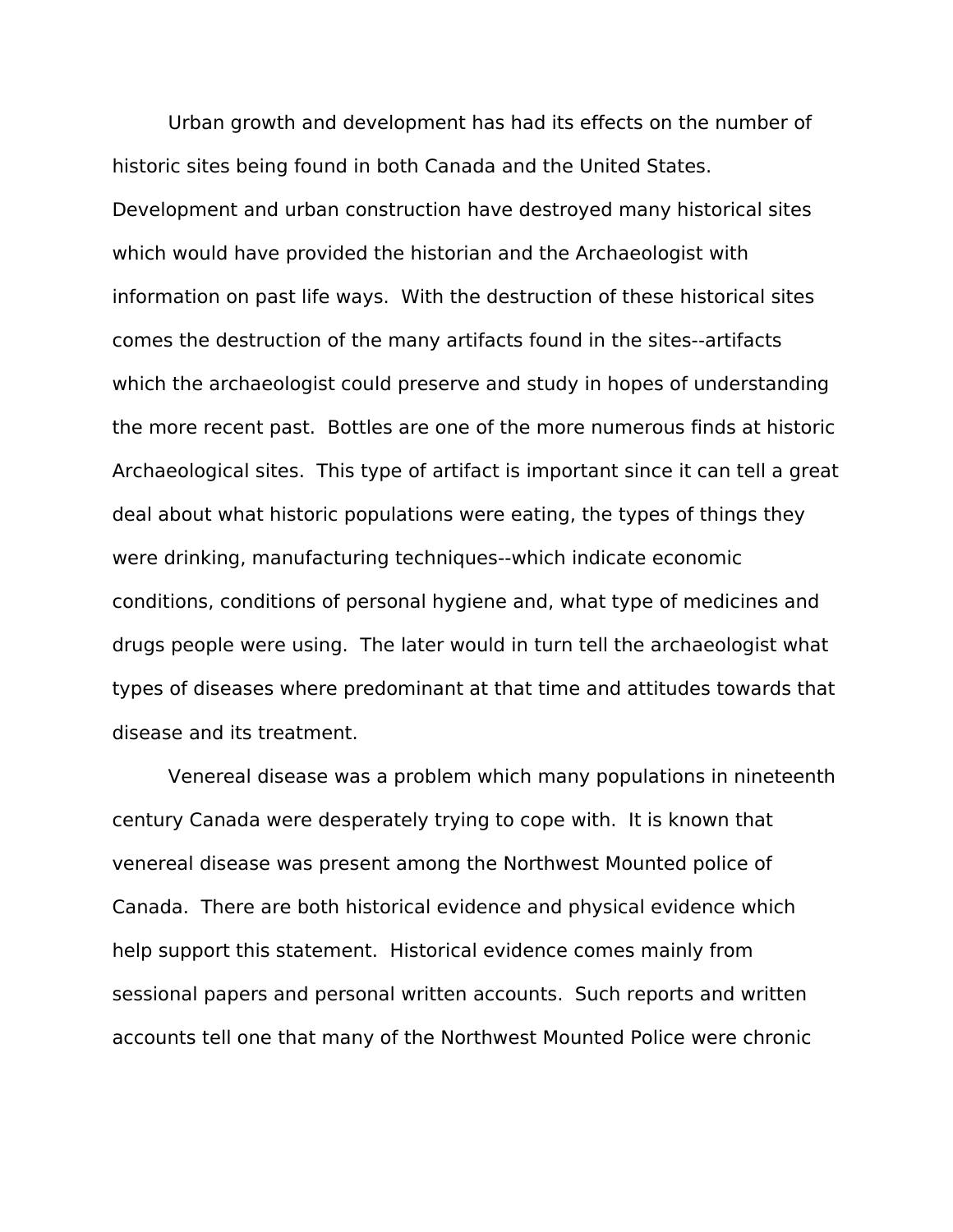Urban growth and development has had its effects on the number of historic sites being found in both Canada and the United States. Development and urban construction have destroyed many historical sites which would have provided the historian and the Archaeologist with information on past life ways. With the destruction of these historical sites comes the destruction of the many artifacts found in the sites--artifacts which the archaeologist could preserve and study in hopes of understanding the more recent past. Bottles are one of the more numerous finds at historic Archaeological sites. This type of artifact is important since it can tell a great deal about what historic populations were eating, the types of things they were drinking, manufacturing techniques--which indicate economic conditions, conditions of personal hygiene and, what type of medicines and drugs people were using. The later would in turn tell the archaeologist what types of diseases where predominant at that time and attitudes towards that disease and its treatment.

Venereal disease was a problem which many populations in nineteenth century Canada were desperately trying to cope with. It is known that venereal disease was present among the Northwest Mounted police of Canada. There are both historical evidence and physical evidence which help support this statement. Historical evidence comes mainly from sessional papers and personal written accounts. Such reports and written accounts tell one that many of the Northwest Mounted Police were chronic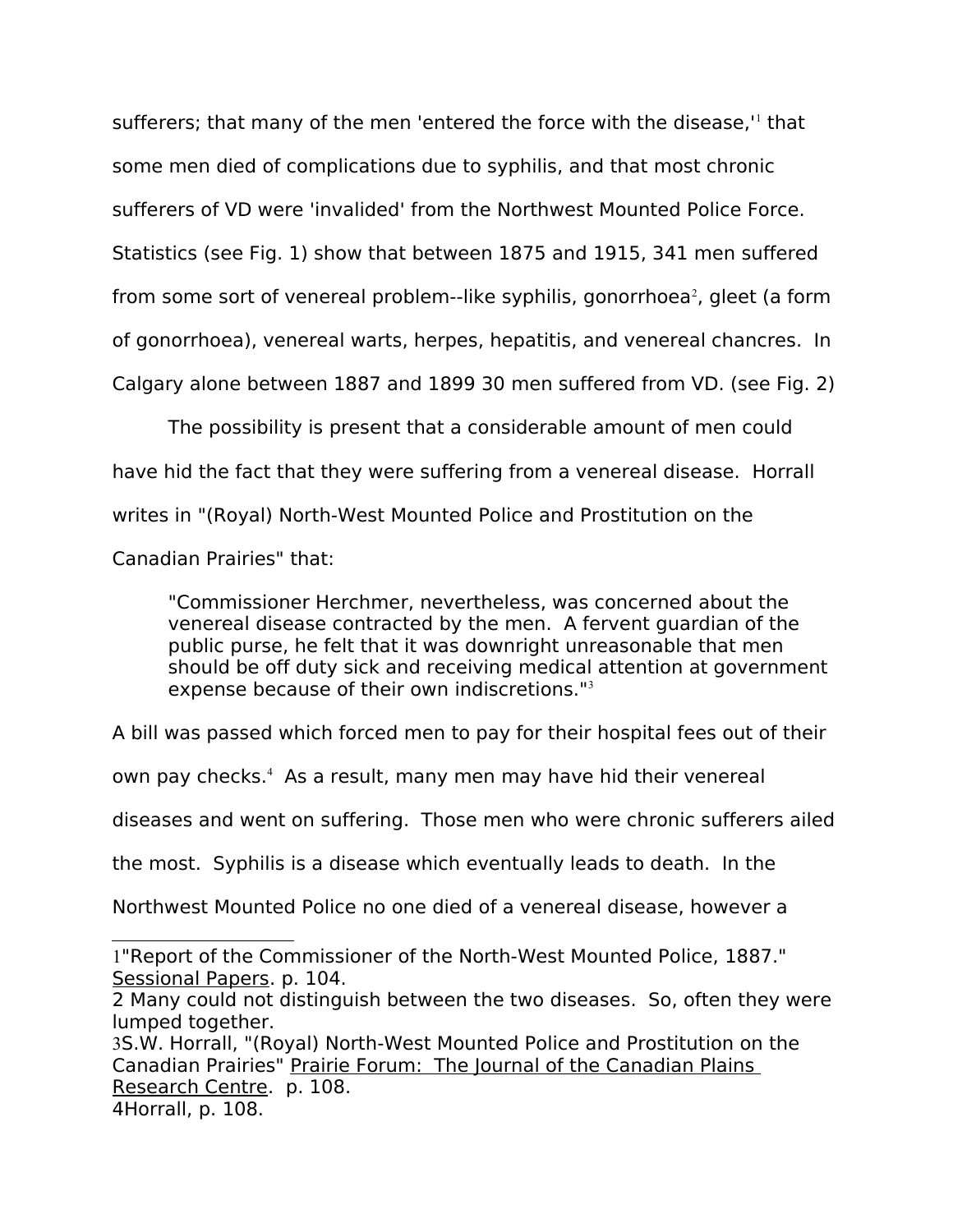sufferers; that many of the men 'entered the force with the disease,'[1] that some men died of complications due to syphilis, and that most chronic sufferers of VD were 'invalided' from the Northwest Mounted Police Force. Statistics (see Fig. 1) show that between 1875 and 1915, 341 men suffered from some sort of venereal problem--like syphilis, gonorrhoea[2], gleet (a form of gonorrhoea), venereal warts, herpes, hepatitis, and venereal chancres. In Calgary alone between 1887 and 1899 30 men suffered from VD. (see Fig. 2)

The possibility is present that a considerable amount of men could have hid the fact that they were suffering from a venereal disease. Horrall writes in "(Royal) North-West Mounted Police and Prostitution on the Canadian Prairies" that:

> "Commissioner Herchmer, nevertheless, was concerned about the venereal disease contracted by the men. A fervent guardian of the public purse, he felt that it was downright unreasonable that men should be off duty sick and receiving medical attention at government expense because of their own indiscretions."[3]

A bill was passed which forced men to pay for their hospital fees out of their own pay checks.[4] As a result, many men may have hid their venereal diseases and went on suffering. Those men who were chronic sufferers ailed the most. Syphilis is a disease which eventually leads to death. In the Northwest Mounted Police no one died of a venereal disease, however a

---

1"Report of the Commissioner of the North-West Mounted Police, 1887." Sessional Papers. p. 104.

2 Many could not distinguish between the two diseases. So, often they were lumped together.

3S.W. Horrall, "(Royal) North-West Mounted Police and Prostitution on the Canadian Prairies" Prairie Forum: The Journal of the Canadian Plains Research Centre. p. 108.

4Horrall, p. 108.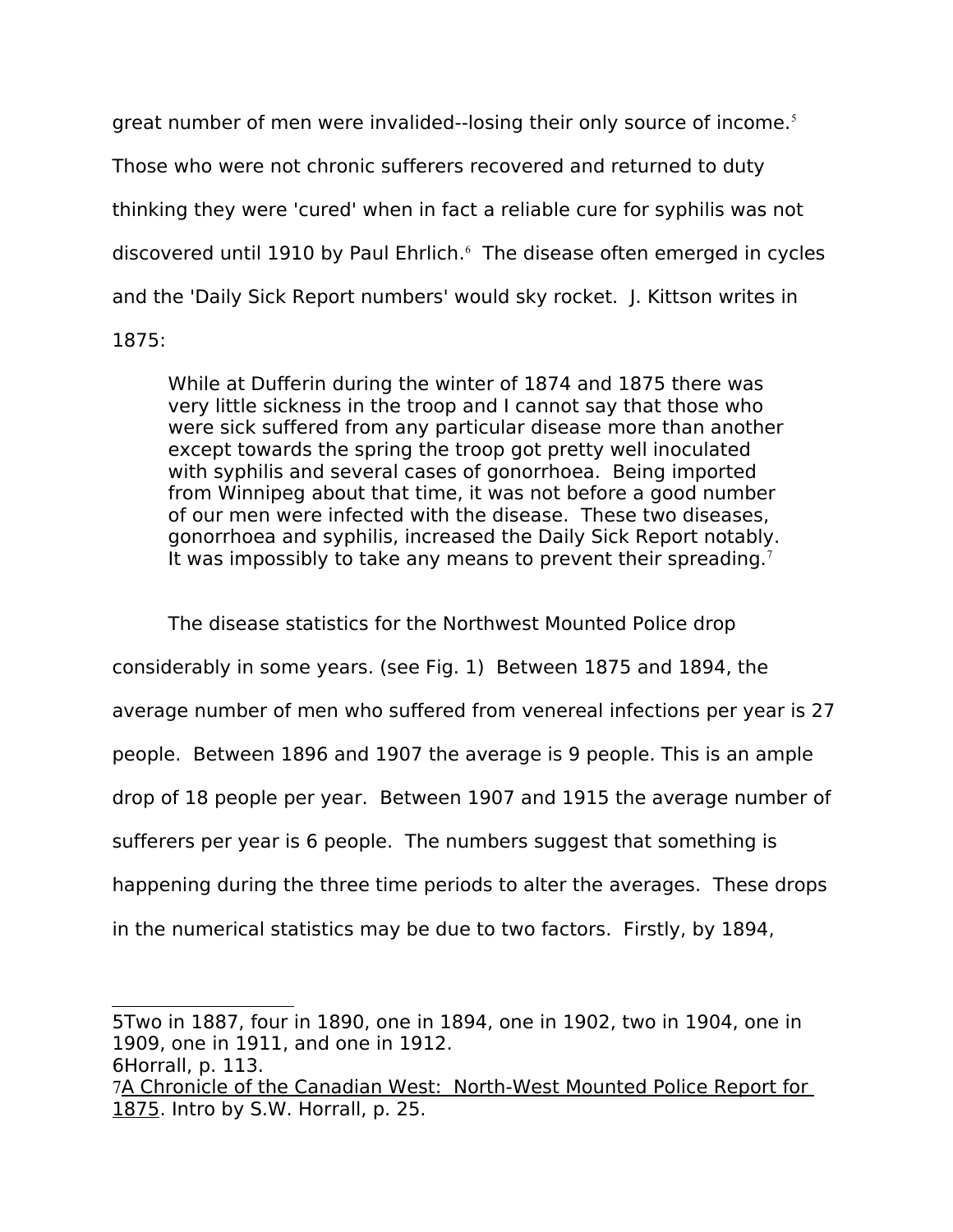great number of men were invalided--losing their only source of income.[5] Those who were not chronic sufferers recovered and returned to duty thinking they were 'cured' when in fact a reliable cure for syphilis was not discovered until 1910 by Paul Ehrlich.[6] The disease often emerged in cycles and the 'Daily Sick Report numbers' would sky rocket. J. Kittson writes in 1875:

> While at Dufferin during the winter of 1874 and 1875 there was very little sickness in the troop and I cannot say that those who were sick suffered from any particular disease more than another except towards the spring the troop got pretty well inoculated with syphilis and several cases of gonorrhoea. Being imported from Winnipeg about that time, it was not before a good number of our men were infected with the disease. These two diseases, gonorrhoea and syphilis, increased the Daily Sick Report notably. It was impossibly to take any means to prevent their spreading.[7]

The disease statistics for the Northwest Mounted Police drop considerably in some years. (see Fig. 1) Between 1875 and 1894, the average number of men who suffered from venereal infections per year is 27 people. Between 1896 and 1907 the average is 9 people. This is an ample drop of 18 people per year. Between 1907 and 1915 the average number of sufferers per year is 6 people. The numbers suggest that something is happening during the three time periods to alter the averages. These drops in the numerical statistics may be due to two factors. Firstly, by 1894,

---

5Two in 1887, four in 1890, one in 1894, one in 1902, two in 1904, one in 1909, one in 1911, and one in 1912.

6Horrall, p. 113.

7A Chronicle of the Canadian West: North-West Mounted Police Report for 1875. Intro by S.W. Horrall, p. 25.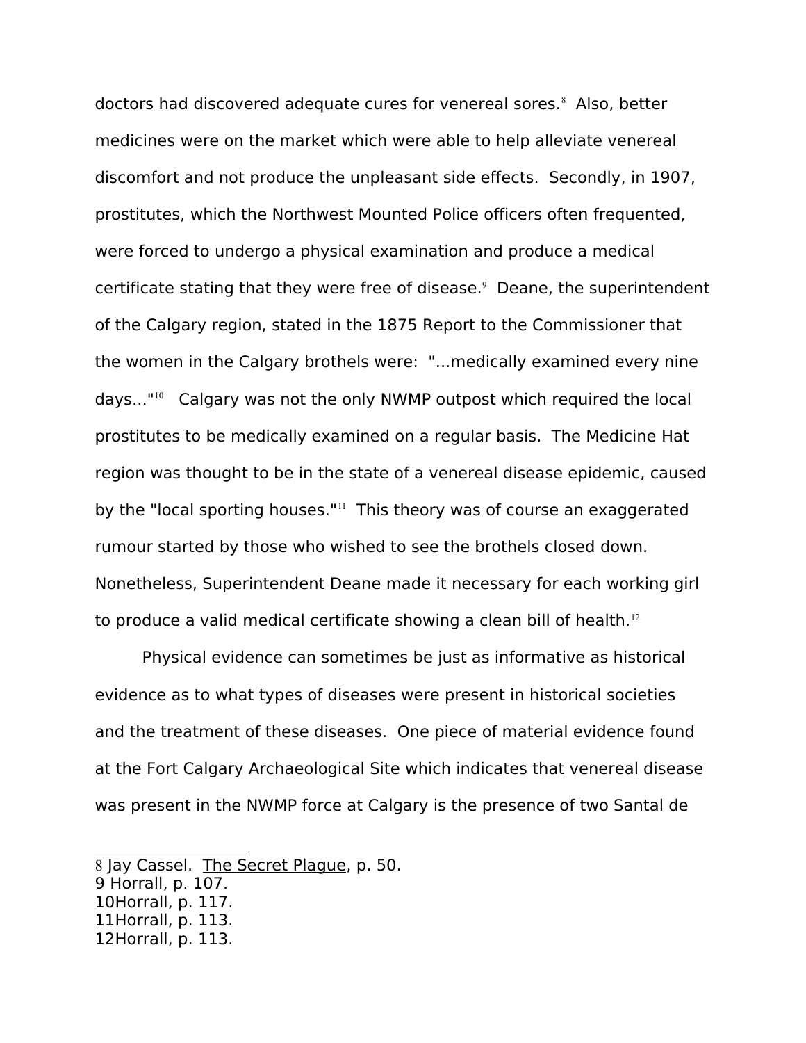doctors had discovered adequate cures for venereal sores.[8] Also, better medicines were on the market which were able to help alleviate venereal discomfort and not produce the unpleasant side effects. Secondly, in 1907, prostitutes, which the Northwest Mounted Police officers often frequented, were forced to undergo a physical examination and produce a medical certificate stating that they were free of disease.[9] Deane, the superintendent of the Calgary region, stated in the 1875 Report to the Commissioner that the women in the Calgary brothels were: "...medically examined every nine days..."[10] Calgary was not the only NWMP outpost which required the local prostitutes to be medically examined on a regular basis. The Medicine Hat region was thought to be in the state of a venereal disease epidemic, caused by the "local sporting houses."[11] This theory was of course an exaggerated rumour started by those who wished to see the brothels closed down. Nonetheless, Superintendent Deane made it necessary for each working girl to produce a valid medical certificate showing a clean bill of health.[12]

Physical evidence can sometimes be just as informative as historical evidence as to what types of diseases were present in historical societies and the treatment of these diseases. One piece of material evidence found at the Fort Calgary Archaeological Site which indicates that venereal disease was present in the NWMP force at Calgary is the presence of two Santal de

---

8 Jay Cassel. The Secret Plague, p. 50.
9 Horrall, p. 107.
10 Horrall, p. 117.
11 Horrall, p. 113.
12 Horrall, p. 113.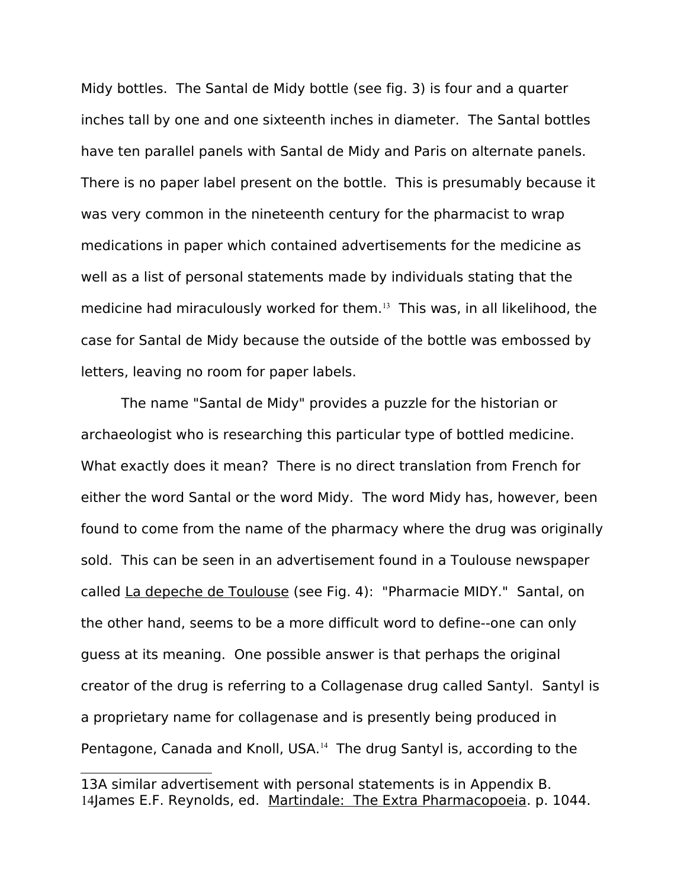Midy bottles. The Santal de Midy bottle (see fig. 3) is four and a quarter inches tall by one and one sixteenth inches in diameter. The Santal bottles have ten parallel panels with Santal de Midy and Paris on alternate panels. There is no paper label present on the bottle. This is presumably because it was very common in the nineteenth century for the pharmacist to wrap medications in paper which contained advertisements for the medicine as well as a list of personal statements made by individuals stating that the medicine had miraculously worked for them.[13] This was, in all likelihood, the case for Santal de Midy because the outside of the bottle was embossed by letters, leaving no room for paper labels.

The name "Santal de Midy" provides a puzzle for the historian or archaeologist who is researching this particular type of bottled medicine. What exactly does it mean? There is no direct translation from French for either the word Santal or the word Midy. The word Midy has, however, been found to come from the name of the pharmacy where the drug was originally sold. This can be seen in an advertisement found in a Toulouse newspaper called La depeche de Toulouse (see Fig. 4): "Pharmacie MIDY." Santal, on the other hand, seems to be a more difficult word to define--one can only guess at its meaning. One possible answer is that perhaps the original creator of the drug is referring to a Collagenase drug called Santyl. Santyl is a proprietary name for collagenase and is presently being produced in Pentagone, Canada and Knoll, USA.[14] The drug Santyl is, according to the

---

13A similar advertisement with personal statements is in Appendix B.

14James E.F. Reynolds, ed. Martindale: The Extra Pharmacopoeia. p. 1044.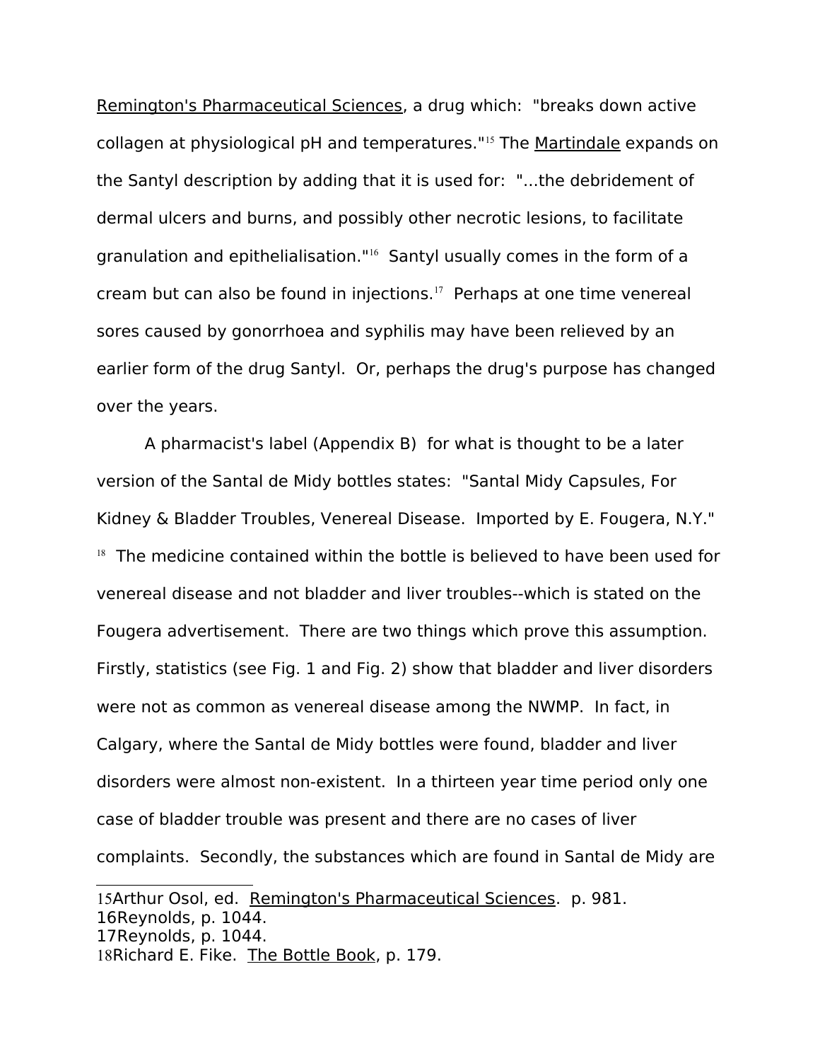Remington's Pharmaceutical Sciences, a drug which: "breaks down active collagen at physiological pH and temperatures."[15] The Martindale expands on the Santyl description by adding that it is used for: "...the debridement of dermal ulcers and burns, and possibly other necrotic lesions, to facilitate granulation and epithelialisation."[16] Santyl usually comes in the form of a cream but can also be found in injections.[17] Perhaps at one time venereal sores caused by gonorrhoea and syphilis may have been relieved by an earlier form of the drug Santyl. Or, perhaps the drug's purpose has changed over the years.

A pharmacist's label (Appendix B) for what is thought to be a later version of the Santal de Midy bottles states: "Santal Midy Capsules, For Kidney & Bladder Troubles, Venereal Disease. Imported by E. Fougera, N.Y."[18] The medicine contained within the bottle is believed to have been used for venereal disease and not bladder and liver troubles--which is stated on the Fougera advertisement. There are two things which prove this assumption. Firstly, statistics (see Fig. 1 and Fig. 2) show that bladder and liver disorders were not as common as venereal disease among the NWMP. In fact, in Calgary, where the Santal de Midy bottles were found, bladder and liver disorders were almost non-existent. In a thirteen year time period only one case of bladder trouble was present and there are no cases of liver complaints. Secondly, the substances which are found in Santal de Midy are

---

15 Arthur Osol, ed. Remington's Pharmaceutical Sciences. p. 981.

16 Reynolds, p. 1044.

17 Reynolds, p. 1044.

18 Richard E. Fike. The Bottle Book, p. 179.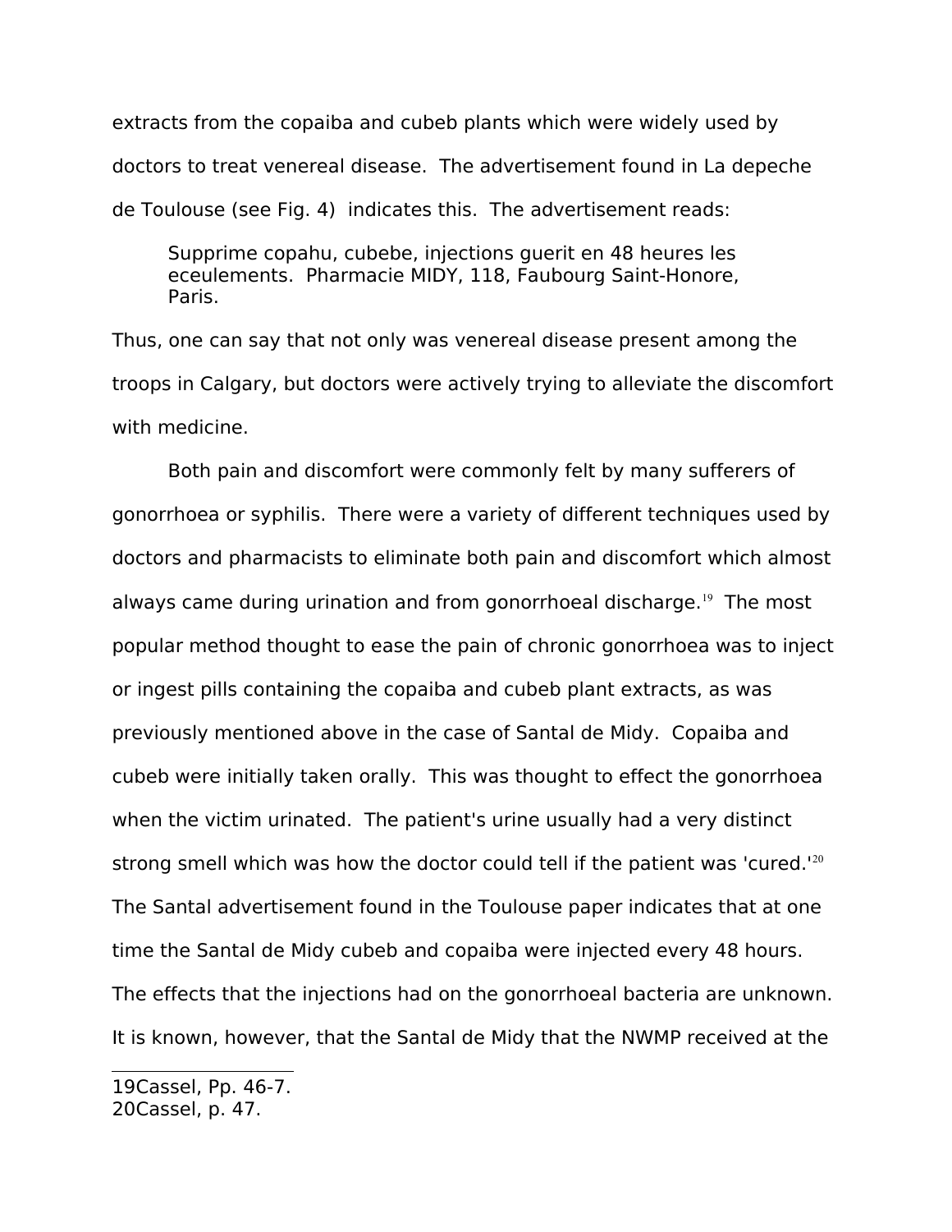extracts from the copaiba and cubeb plants which were widely used by doctors to treat venereal disease. The advertisement found in La depeche de Toulouse (see Fig. 4) indicates this. The advertisement reads:

> Supprime copahu, cubebe, injections guerit en 48 heures les eceulements. Pharmacie MIDY, 118, Faubourg Saint-Honore, Paris.

Thus, one can say that not only was venereal disease present among the troops in Calgary, but doctors were actively trying to alleviate the discomfort with medicine.

Both pain and discomfort were commonly felt by many sufferers of gonorrhoea or syphilis. There were a variety of different techniques used by doctors and pharmacists to eliminate both pain and discomfort which almost always came during urination and from gonorrhoeal discharge.[19] The most popular method thought to ease the pain of chronic gonorrhoea was to inject or ingest pills containing the copaiba and cubeb plant extracts, as was previously mentioned above in the case of Santal de Midy. Copaiba and cubeb were initially taken orally. This was thought to effect the gonorrhoea when the victim urinated. The patient's urine usually had a very distinct strong smell which was how the doctor could tell if the patient was 'cured.'[20] The Santal advertisement found in the Toulouse paper indicates that at one time the Santal de Midy cubeb and copaiba were injected every 48 hours. The effects that the injections had on the gonorrhoeal bacteria are unknown. It is known, however, that the Santal de Midy that the NWMP received at the

---

19Cassel, Pp. 46-7.
20Cassel, p. 47.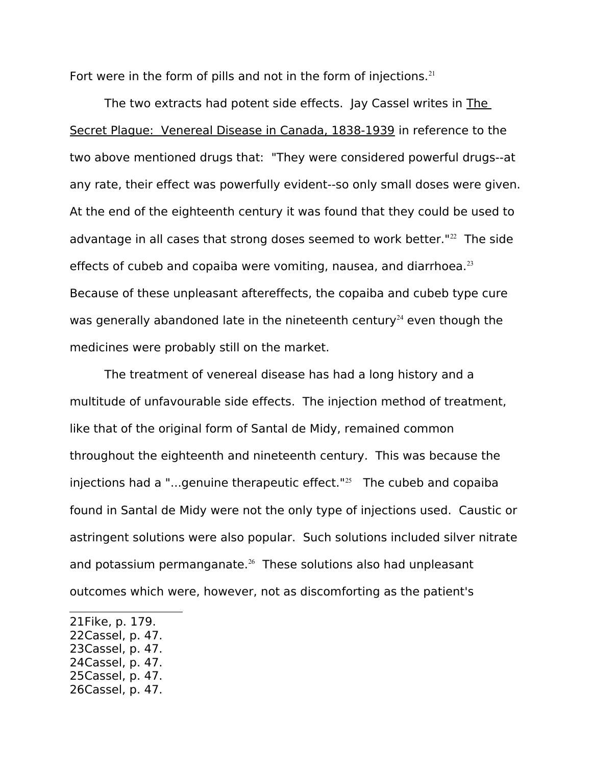Fort were in the form of pills and not in the form of injections.[21]

The two extracts had potent side effects. Jay Cassel writes in The Secret Plague: Venereal Disease in Canada, 1838-1939 in reference to the two above mentioned drugs that: "They were considered powerful drugs--at any rate, their effect was powerfully evident--so only small doses were given. At the end of the eighteenth century it was found that they could be used to advantage in all cases that strong doses seemed to work better."[22] The side effects of cubeb and copaiba were vomiting, nausea, and diarrhoea.[23] Because of these unpleasant aftereffects, the copaiba and cubeb type cure was generally abandoned late in the nineteenth century[24] even though the medicines were probably still on the market.

The treatment of venereal disease has had a long history and a multitude of unfavourable side effects. The injection method of treatment, like that of the original form of Santal de Midy, remained common throughout the eighteenth and nineteenth century. This was because the injections had a "...genuine therapeutic effect."[25] The cubeb and copaiba found in Santal de Midy were not the only type of injections used. Caustic or astringent solutions were also popular. Such solutions included silver nitrate and potassium permanganate.[26] These solutions also had unpleasant outcomes which were, however, not as discomforting as the patient's

---

21Fike, p. 179.
22Cassel, p. 47.
23Cassel, p. 47.
24Cassel, p. 47.
25Cassel, p. 47.
26Cassel, p. 47.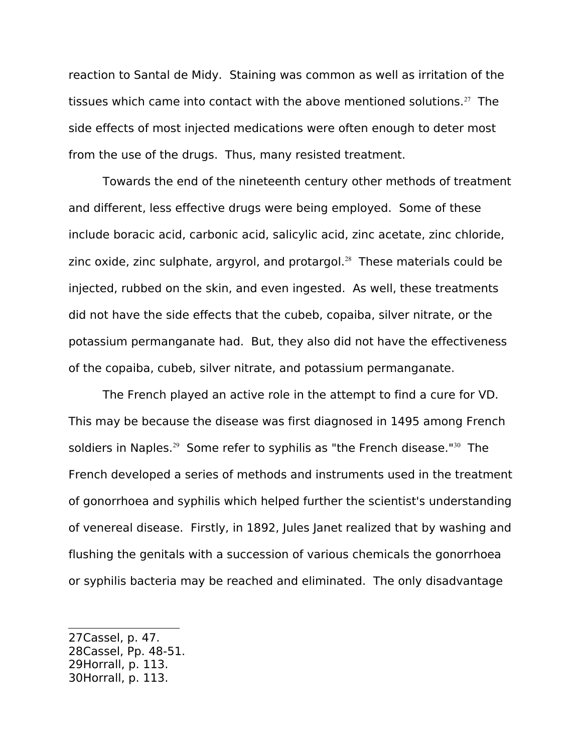reaction to Santal de Midy. Staining was common as well as irritation of the tissues which came into contact with the above mentioned solutions.[27] The side effects of most injected medications were often enough to deter most from the use of the drugs. Thus, many resisted treatment.

Towards the end of the nineteenth century other methods of treatment and different, less effective drugs were being employed. Some of these include boracic acid, carbonic acid, salicylic acid, zinc acetate, zinc chloride, zinc oxide, zinc sulphate, argyrol, and protargol.[28] These materials could be injected, rubbed on the skin, and even ingested. As well, these treatments did not have the side effects that the cubeb, copaiba, silver nitrate, or the potassium permanganate had. But, they also did not have the effectiveness of the copaiba, cubeb, silver nitrate, and potassium permanganate.

The French played an active role in the attempt to find a cure for VD. This may be because the disease was first diagnosed in 1495 among French soldiers in Naples.[29] Some refer to syphilis as "the French disease."[30] The French developed a series of methods and instruments used in the treatment of gonorrhoea and syphilis which helped further the scientist's understanding of venereal disease. Firstly, in 1892, Jules Janet realized that by washing and flushing the genitals with a succession of various chemicals the gonorrhoea or syphilis bacteria may be reached and eliminated. The only disadvantage

---

27Cassel, p. 47.
28Cassel, Pp. 48-51.
29Horrall, p. 113.
30Horrall, p. 113.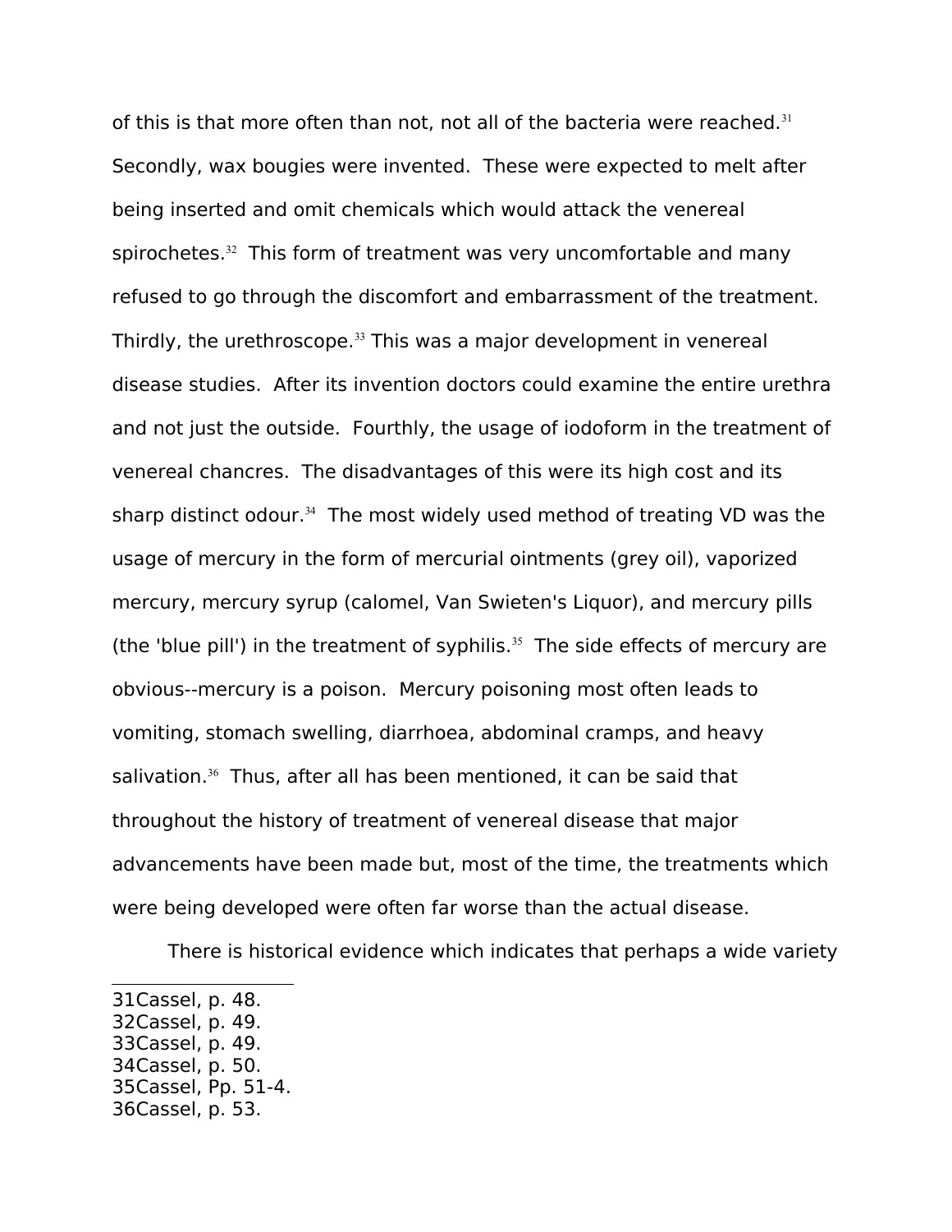of this is that more often than not, not all of the bacteria were reached.[31] Secondly, wax bougies were invented. These were expected to melt after being inserted and omit chemicals which would attack the venereal spirochetes.[32] This form of treatment was very uncomfortable and many refused to go through the discomfort and embarrassment of the treatment. Thirdly, the urethroscope.[33] This was a major development in venereal disease studies. After its invention doctors could examine the entire urethra and not just the outside. Fourthly, the usage of iodoform in the treatment of venereal chancres. The disadvantages of this were its high cost and its sharp distinct odour.[34] The most widely used method of treating VD was the usage of mercury in the form of mercurial ointments (grey oil), vaporized mercury, mercury syrup (calomel, Van Swieten's Liquor), and mercury pills (the 'blue pill') in the treatment of syphilis.[35] The side effects of mercury are obvious--mercury is a poison. Mercury poisoning most often leads to vomiting, stomach swelling, diarrhoea, abdominal cramps, and heavy salivation.[36] Thus, after all has been mentioned, it can be said that throughout the history of treatment of venereal disease that major advancements have been made but, most of the time, the treatments which were being developed were often far worse than the actual disease.

There is historical evidence which indicates that perhaps a wide variety

---

31Cassel, p. 48.
32Cassel, p. 49.
33Cassel, p. 49.
34Cassel, p. 50.
35Cassel, Pp. 51-4.
36Cassel, p. 53.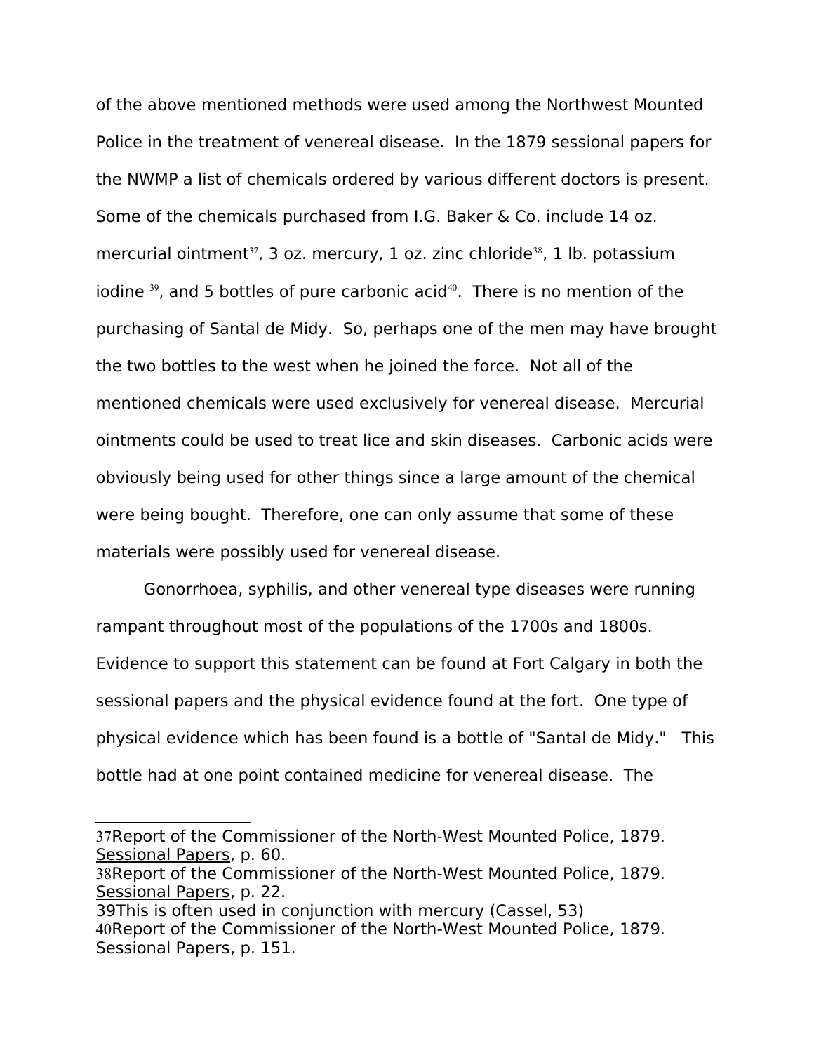of the above mentioned methods were used among the Northwest Mounted Police in the treatment of venereal disease.  In the 1879 sessional papers for the NWMP a list of chemicals ordered by various different doctors is present. Some of the chemicals purchased from I.G. Baker & Co. include 14 oz. mercurial ointment[37], 3 oz. mercury, 1 oz. zinc chloride[38], 1 lb. potassium iodine [39], and 5 bottles of pure carbonic acid[40].  There is no mention of the purchasing of Santal de Midy.  So, perhaps one of the men may have brought the two bottles to the west when he joined the force.  Not all of the mentioned chemicals were used exclusively for venereal disease.  Mercurial ointments could be used to treat lice and skin diseases.  Carbonic acids were obviously being used for other things since a large amount of the chemical were being bought.  Therefore, one can only assume that some of these materials were possibly used for venereal disease.

Gonorrhoea, syphilis, and other venereal type diseases were running rampant throughout most of the populations of the 1700s and 1800s. Evidence to support this statement can be found at Fort Calgary in both the sessional papers and the physical evidence found at the fort.  One type of physical evidence which has been found is a bottle of "Santal de Midy."   This bottle had at one point contained medicine for venereal disease.  The

---

37Report of the Commissioner of the North-West Mounted Police, 1879. Sessional Papers, p. 60.

38Report of the Commissioner of the North-West Mounted Police, 1879. Sessional Papers, p. 22.

39This is often used in conjunction with mercury (Cassel, 53)

40Report of the Commissioner of the North-West Mounted Police, 1879. Sessional Papers, p. 151.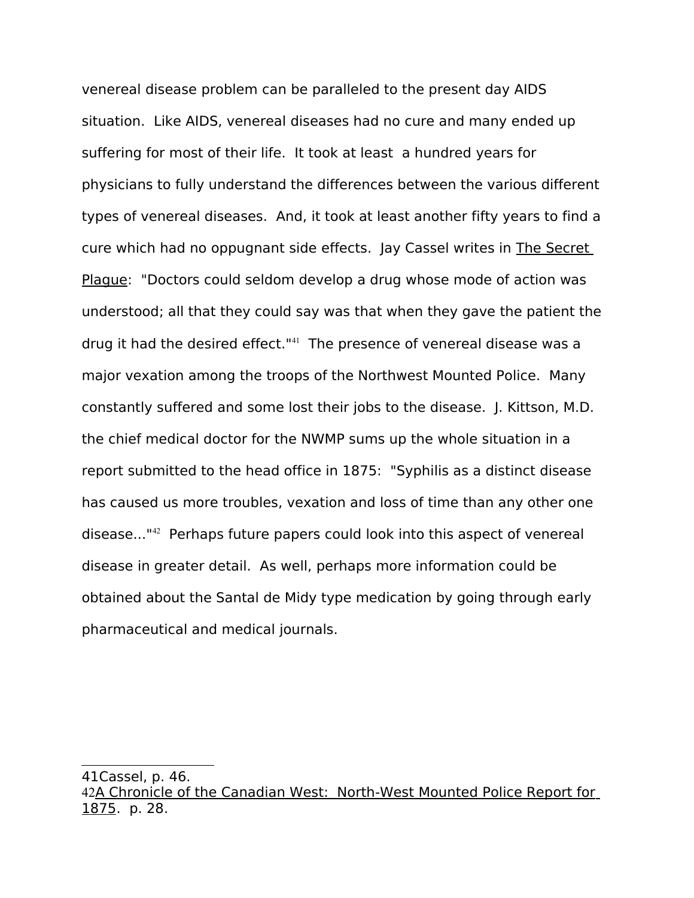venereal disease problem can be paralleled to the present day AIDS situation. Like AIDS, venereal diseases had no cure and many ended up suffering for most of their life. It took at least a hundred years for physicians to fully understand the differences between the various different types of venereal diseases. And, it took at least another fifty years to find a cure which had no oppugnant side effects. Jay Cassel writes in The Secret Plague: "Doctors could seldom develop a drug whose mode of action was understood; all that they could say was that when they gave the patient the drug it had the desired effect."[41] The presence of venereal disease was a major vexation among the troops of the Northwest Mounted Police. Many constantly suffered and some lost their jobs to the disease. J. Kittson, M.D. the chief medical doctor for the NWMP sums up the whole situation in a report submitted to the head office in 1875: "Syphilis as a distinct disease has caused us more troubles, vexation and loss of time than any other one disease..."[42] Perhaps future papers could look into this aspect of venereal disease in greater detail. As well, perhaps more information could be obtained about the Santal de Midy type medication by going through early pharmaceutical and medical journals.

---

41 Cassel, p. 46.

42 A Chronicle of the Canadian West: North-West Mounted Police Report for 1875. p. 28.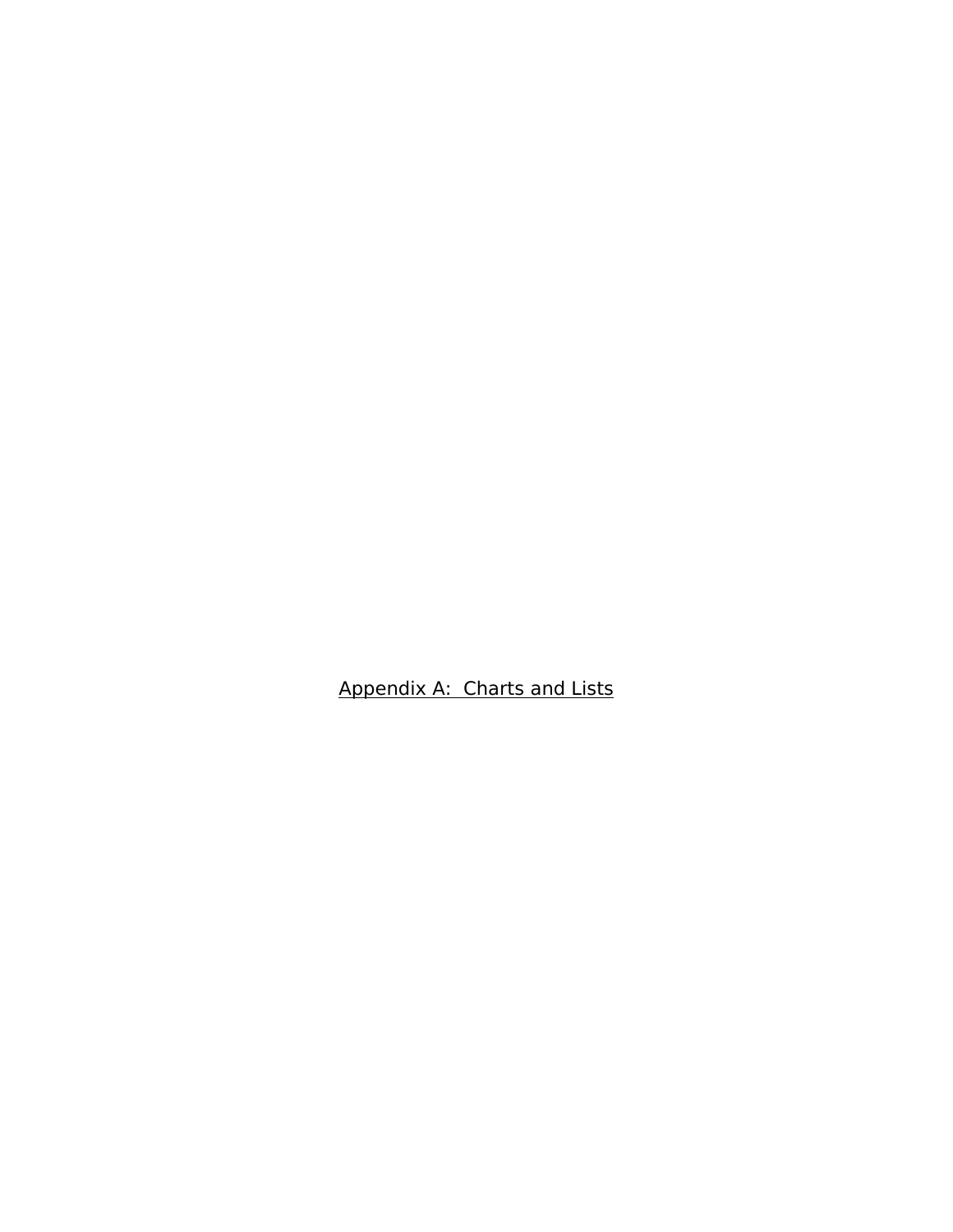# Appendix A:  Charts and Lists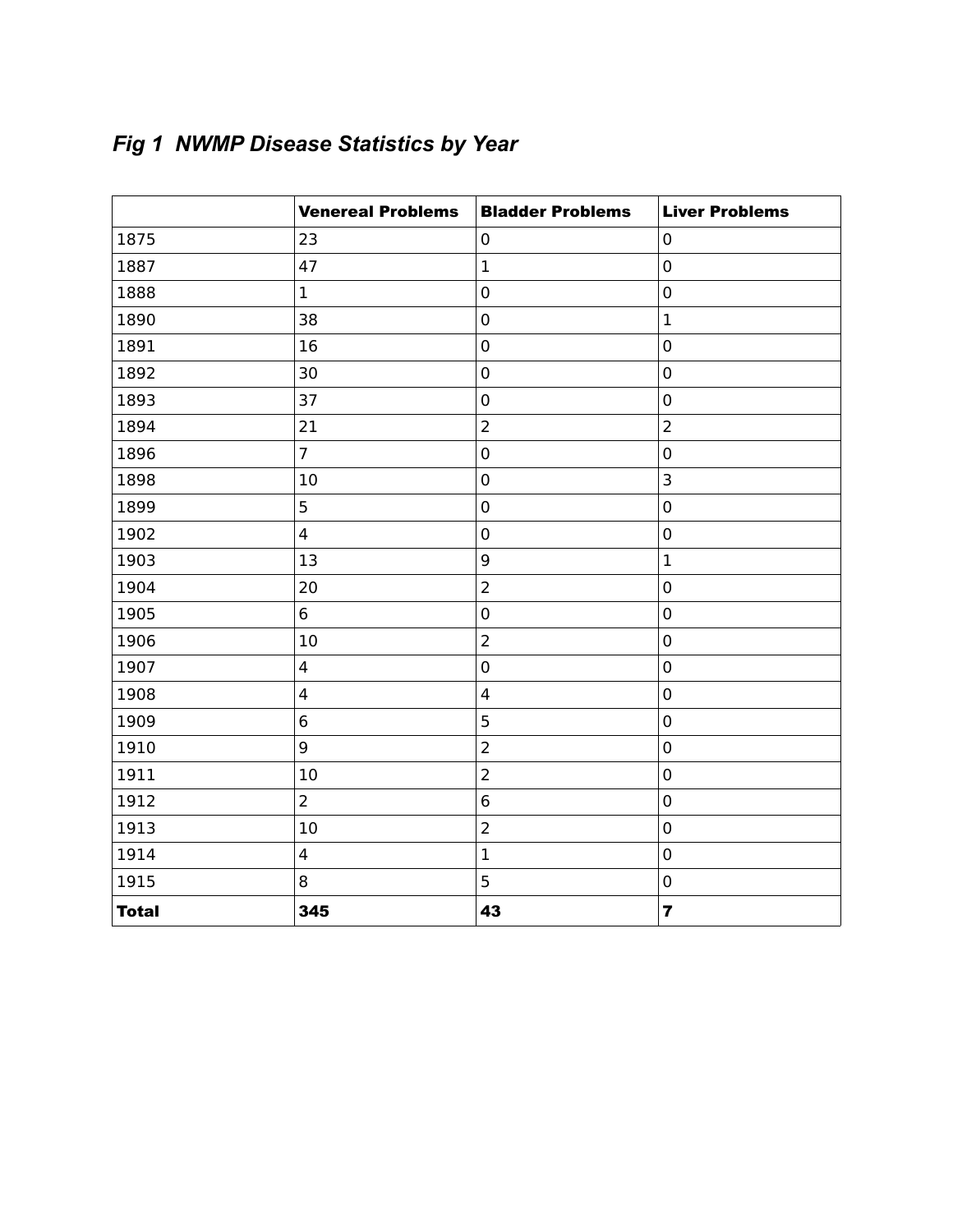## *Fig 1 NWMP Disease Statistics by Year*

| | **Venereal Problems** | **Bladder Problems** | **Liver Problems** |
|---|---|---|---|
| 1875 | 23 | 0 | 0 |
| 1887 | 47 | 1 | 0 |
| 1888 | 1 | 0 | 0 |
| 1890 | 38 | 0 | 1 |
| 1891 | 16 | 0 | 0 |
| 1892 | 30 | 0 | 0 |
| 1893 | 37 | 0 | 0 |
| 1894 | 21 | 2 | 2 |
| 1896 | 7 | 0 | 0 |
| 1898 | 10 | 0 | 3 |
| 1899 | 5 | 0 | 0 |
| 1902 | 4 | 0 | 0 |
| 1903 | 13 | 9 | 1 |
| 1904 | 20 | 2 | 0 |
| 1905 | 6 | 0 | 0 |
| 1906 | 10 | 2 | 0 |
| 1907 | 4 | 0 | 0 |
| 1908 | 4 | 4 | 0 |
| 1909 | 6 | 5 | 0 |
| 1910 | 9 | 2 | 0 |
| 1911 | 10 | 2 | 0 |
| 1912 | 2 | 6 | 0 |
| 1913 | 10 | 2 | 0 |
| 1914 | 4 | 1 | 0 |
| 1915 | 8 | 5 | 0 |
| **Total** | **345** | **43** | **7** |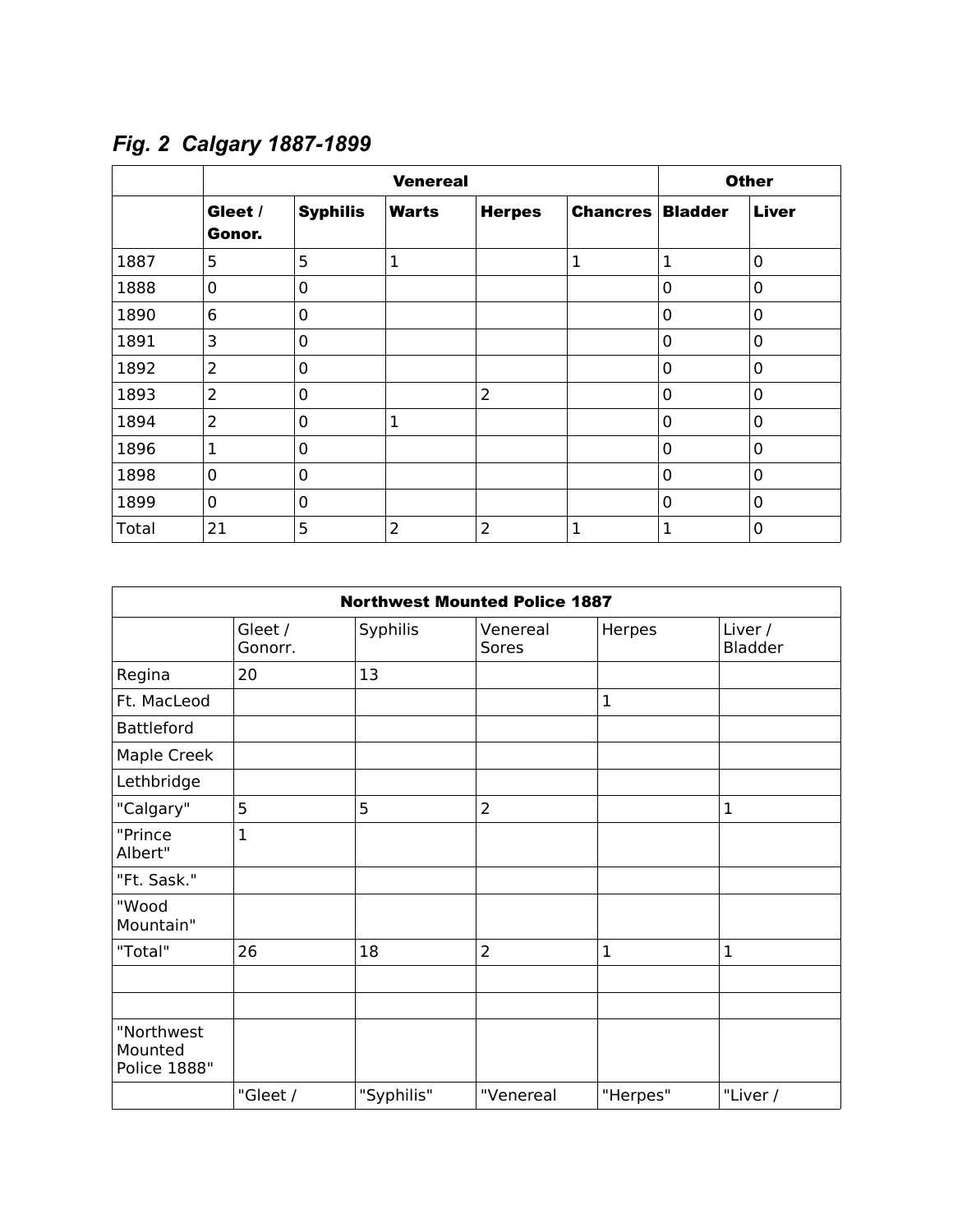### *Fig. 2 Calgary 1887-1899*

| | Venereal | | | | | Other | |
|---|---|---|---|---|---|---|---|
| | **Gleet / Gonor.** | **Syphilis** | **Warts** | **Herpes** | **Chancres** | **Bladder** | **Liver** |
| 1887 | 5 | 5 | 1 | | 1 | 1 | 0 |
| 1888 | 0 | 0 | | | | 0 | 0 |
| 1890 | 6 | 0 | | | | 0 | 0 |
| 1891 | 3 | 0 | | | | 0 | 0 |
| 1892 | 2 | 0 | | | | 0 | 0 |
| 1893 | 2 | 0 | | 2 | | 0 | 0 |
| 1894 | 2 | 0 | 1 | | | 0 | 0 |
| 1896 | 1 | 0 | | | | 0 | 0 |
| 1898 | 0 | 0 | | | | 0 | 0 |
| 1899 | 0 | 0 | | | | 0 | 0 |
| Total | 21 | 5 | 2 | 2 | 1 | 1 | 0 |

| Northwest Mounted Police 1887 | | | | | |
|---|---|---|---|---|---|
| | Gleet / Gonorr. | Syphilis | Venereal Sores | Herpes | Liver / Bladder |
| Regina | 20 | 13 | | | |
| Ft. MacLeod | | | | 1 | |
| Battleford | | | | | |
| Maple Creek | | | | | |
| Lethbridge | | | | | |
| "Calgary" | 5 | 5 | 2 | | 1 |
| "Prince Albert" | 1 | | | | |
| "Ft. Sask." | | | | | |
| "Wood Mountain" | | | | | |
| "Total" | 26 | 18 | 2 | 1 | 1 |
| | | | | | |
| | | | | | |
| "Northwest Mounted Police 1888" | | | | | |
| | "Gleet / | "Syphilis" | "Venereal | "Herpes" | "Liver / |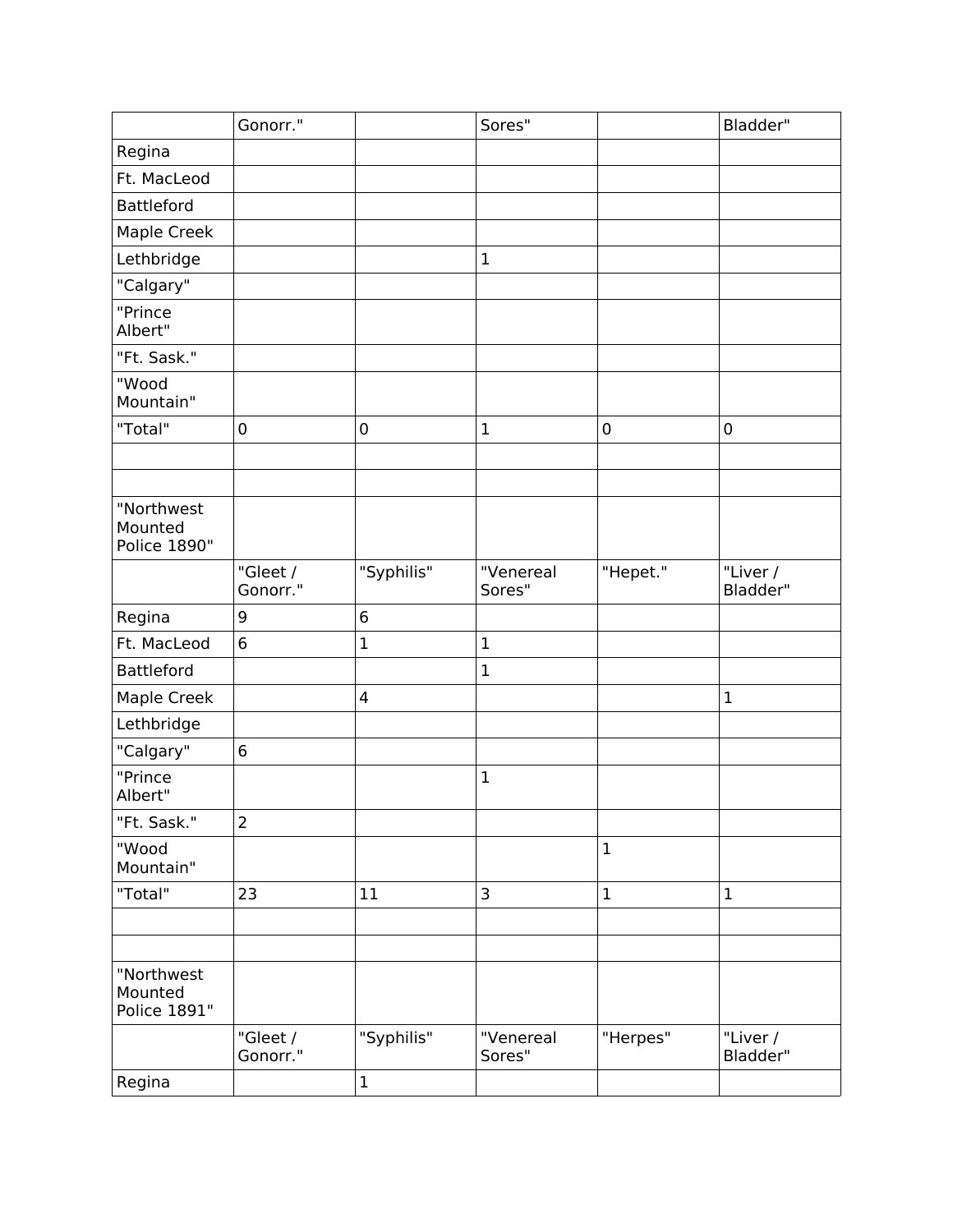| | | | | | |
|---|---|---|---|---|---|
| | Gonorr." | | Sores" | | Bladder" |
| Regina | | | | | |
| Ft. MacLeod | | | | | |
| Battleford | | | | | |
| Maple Creek | | | | | |
| Lethbridge | | | 1 | | |
| "Calgary" | | | | | |
| "Prince Albert" | | | | | |
| "Ft. Sask." | | | | | |
| "Wood Mountain" | | | | | |
| "Total" | 0 | 0 | 1 | 0 | 0 |
| | | | | | |
| | | | | | |
| "Northwest Mounted Police 1890" | | | | | |
| | "Gleet / Gonorr." | "Syphilis" | "Venereal Sores" | "Hepet." | "Liver / Bladder" |
| Regina | 9 | 6 | | | |
| Ft. MacLeod | 6 | 1 | 1 | | |
| Battleford | | | 1 | | |
| Maple Creek | | 4 | | | 1 |
| Lethbridge | | | | | |
| "Calgary" | 6 | | | | |
| "Prince Albert" | | | 1 | | |
| "Ft. Sask." | 2 | | | | |
| "Wood Mountain" | | | | 1 | |
| "Total" | 23 | 11 | 3 | 1 | 1 |
| | | | | | |
| | | | | | |
| "Northwest Mounted Police 1891" | | | | | |
| | "Gleet / Gonorr." | "Syphilis" | "Venereal Sores" | "Herpes" | "Liver / Bladder" |
| Regina | | 1 | | | |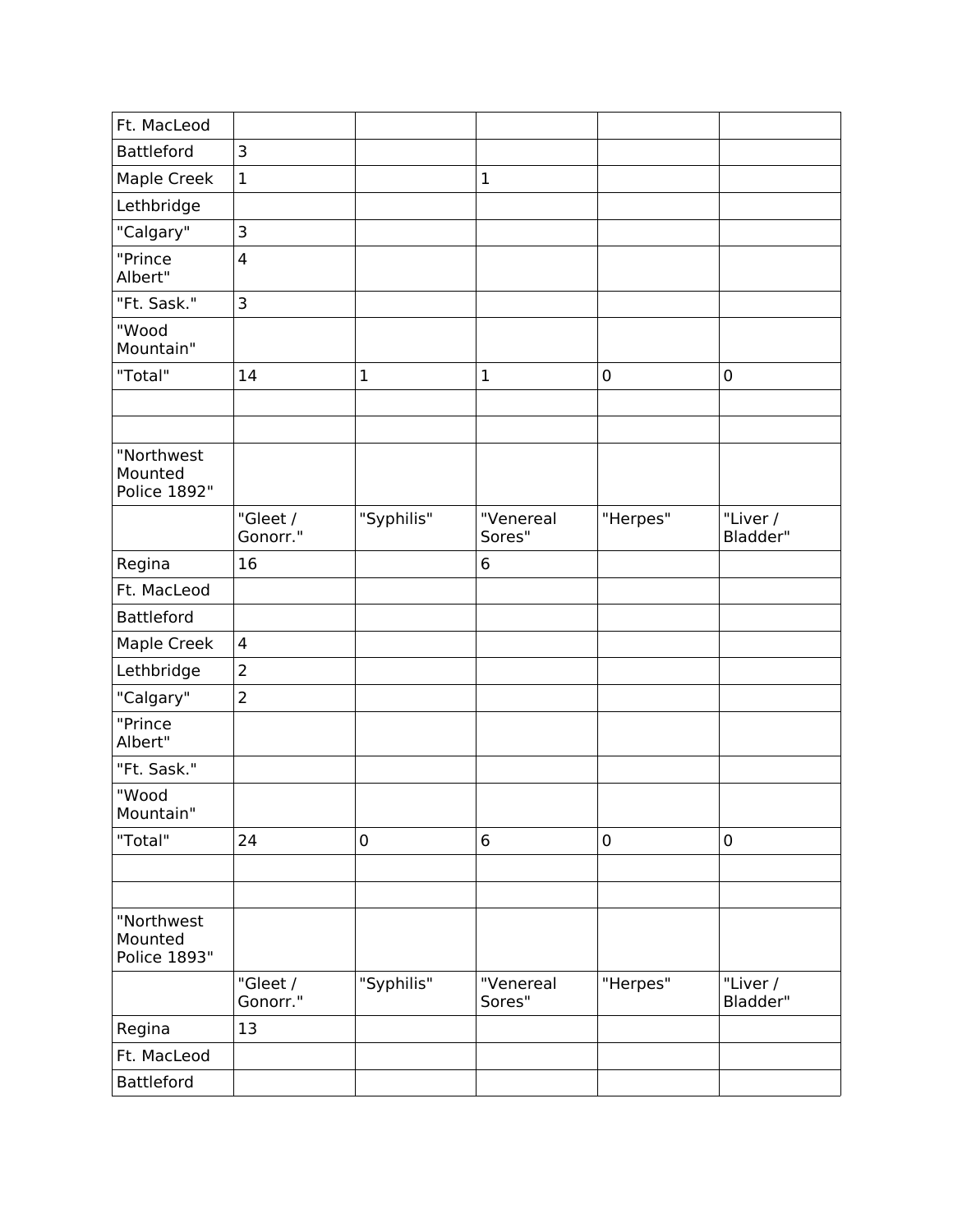| | | | | | |
|---|---|---|---|---|---|
| Ft. MacLeod | | | | | |
| Battleford | 3 | | | | |
| Maple Creek | 1 | | 1 | | |
| Lethbridge | | | | | |
| "Calgary" | 3 | | | | |
| "Prince Albert" | 4 | | | | |
| "Ft. Sask." | 3 | | | | |
| "Wood Mountain" | | | | | |
| "Total" | 14 | 1 | 1 | 0 | 0 |
| | | | | | |
| | | | | | |
| "Northwest Mounted Police 1892" | | | | | |
| | "Gleet / Gonorr." | "Syphilis" | "Venereal Sores" | "Herpes" | "Liver / Bladder" |
| Regina | 16 | | 6 | | |
| Ft. MacLeod | | | | | |
| Battleford | | | | | |
| Maple Creek | 4 | | | | |
| Lethbridge | 2 | | | | |
| "Calgary" | 2 | | | | |
| "Prince Albert" | | | | | |
| "Ft. Sask." | | | | | |
| "Wood Mountain" | | | | | |
| "Total" | 24 | 0 | 6 | 0 | 0 |
| | | | | | |
| | | | | | |
| "Northwest Mounted Police 1893" | | | | | |
| | "Gleet / Gonorr." | "Syphilis" | "Venereal Sores" | "Herpes" | "Liver / Bladder" |
| Regina | 13 | | | | |
| Ft. MacLeod | | | | | |
| Battleford | | | | | |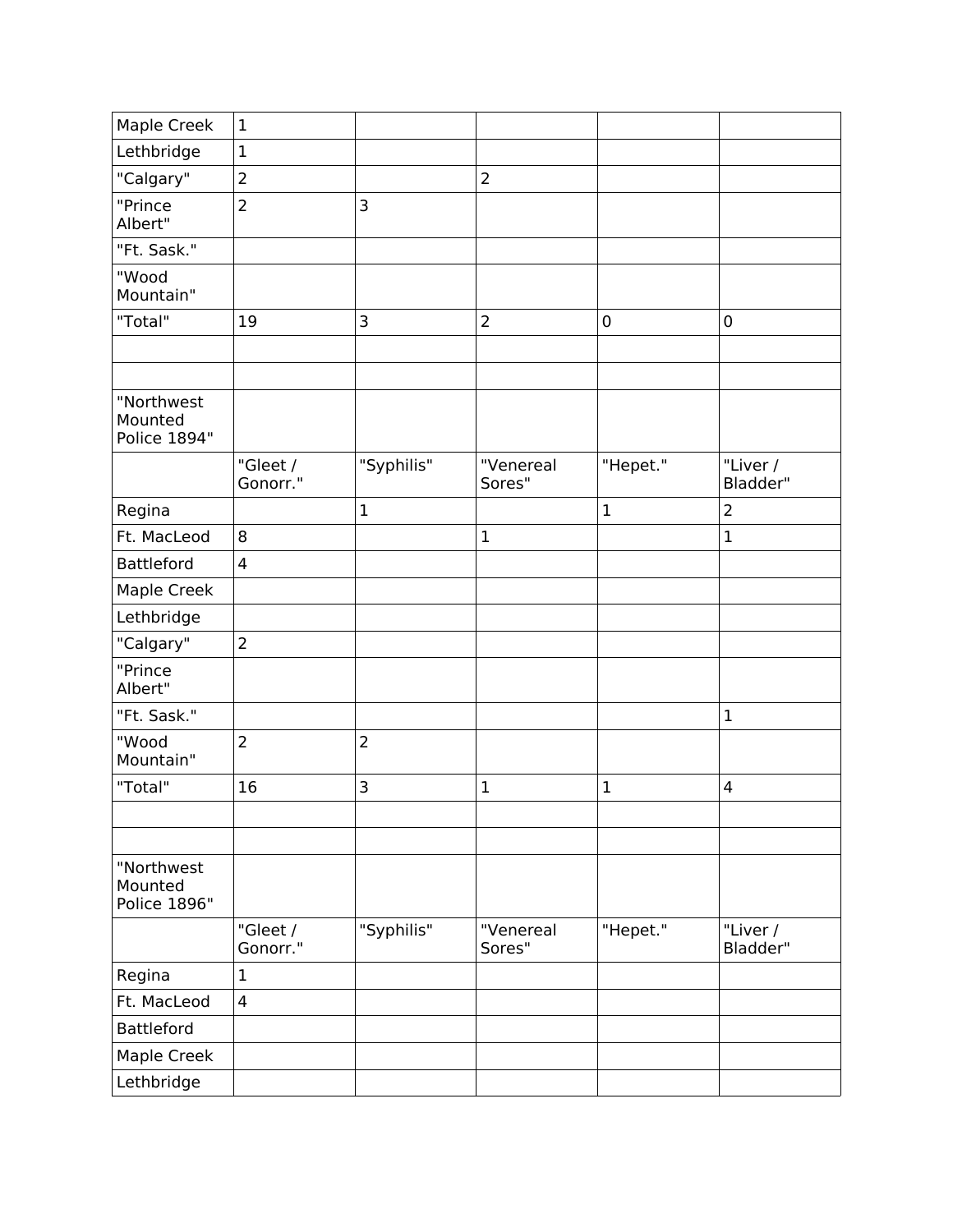| | | | | | |
|---|---|---|---|---|---|
| Maple Creek | 1 | | | | |
| Lethbridge | 1 | | | | |
| "Calgary" | 2 | | 2 | | |
| "Prince Albert" | 2 | 3 | | | |
| "Ft. Sask." | | | | | |
| "Wood Mountain" | | | | | |
| "Total" | 19 | 3 | 2 | 0 | 0 |
| | | | | | |
| | | | | | |
| "Northwest Mounted Police 1894" | | | | | |
| | "Gleet / Gonorr." | "Syphilis" | "Venereal Sores" | "Hepet." | "Liver / Bladder" |
| Regina | | 1 | | 1 | 2 |
| Ft. MacLeod | 8 | | 1 | | 1 |
| Battleford | 4 | | | | |
| Maple Creek | | | | | |
| Lethbridge | | | | | |
| "Calgary" | 2 | | | | |
| "Prince Albert" | | | | | |
| "Ft. Sask." | | | | | 1 |
| "Wood Mountain" | 2 | 2 | | | |
| "Total" | 16 | 3 | 1 | 1 | 4 |
| | | | | | |
| | | | | | |
| "Northwest Mounted Police 1896" | | | | | |
| | "Gleet / Gonorr." | "Syphilis" | "Venereal Sores" | "Hepet." | "Liver / Bladder" |
| Regina | 1 | | | | |
| Ft. MacLeod | 4 | | | | |
| Battleford | | | | | |
| Maple Creek | | | | | |
| Lethbridge | | | | | |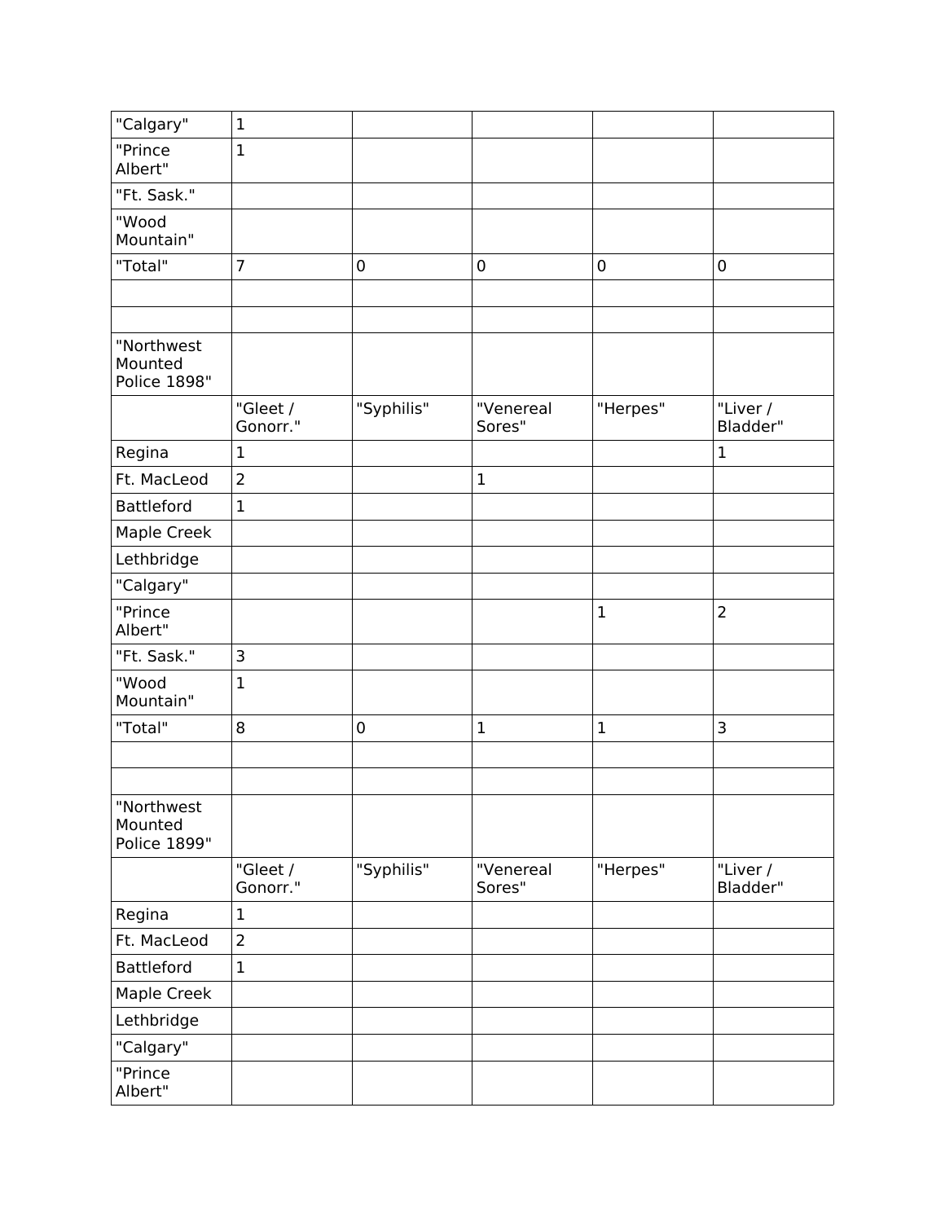| | | | | | |
|---|---|---|---|---|---|
| "Calgary" | 1 | | | | |
| "Prince Albert" | 1 | | | | |
| "Ft. Sask." | | | | | |
| "Wood Mountain" | | | | | |
| "Total" | 7 | 0 | 0 | 0 | 0 |
| | | | | | |
| | | | | | |
| "Northwest Mounted Police 1898" | | | | | |
| | "Gleet / Gonorr." | "Syphilis" | "Venereal Sores" | "Herpes" | "Liver / Bladder" |
| Regina | 1 | | | | 1 |
| Ft. MacLeod | 2 | | 1 | | |
| Battleford | 1 | | | | |
| Maple Creek | | | | | |
| Lethbridge | | | | | |
| "Calgary" | | | | | |
| "Prince Albert" | | | | 1 | 2 |
| "Ft. Sask." | 3 | | | | |
| "Wood Mountain" | 1 | | | | |
| "Total" | 8 | 0 | 1 | 1 | 3 |
| | | | | | |
| | | | | | |
| "Northwest Mounted Police 1899" | | | | | |
| | "Gleet / Gonorr." | "Syphilis" | "Venereal Sores" | "Herpes" | "Liver / Bladder" |
| Regina | 1 | | | | |
| Ft. MacLeod | 2 | | | | |
| Battleford | 1 | | | | |
| Maple Creek | | | | | |
| Lethbridge | | | | | |
| "Calgary" | | | | | |
| "Prince Albert" | | | | | |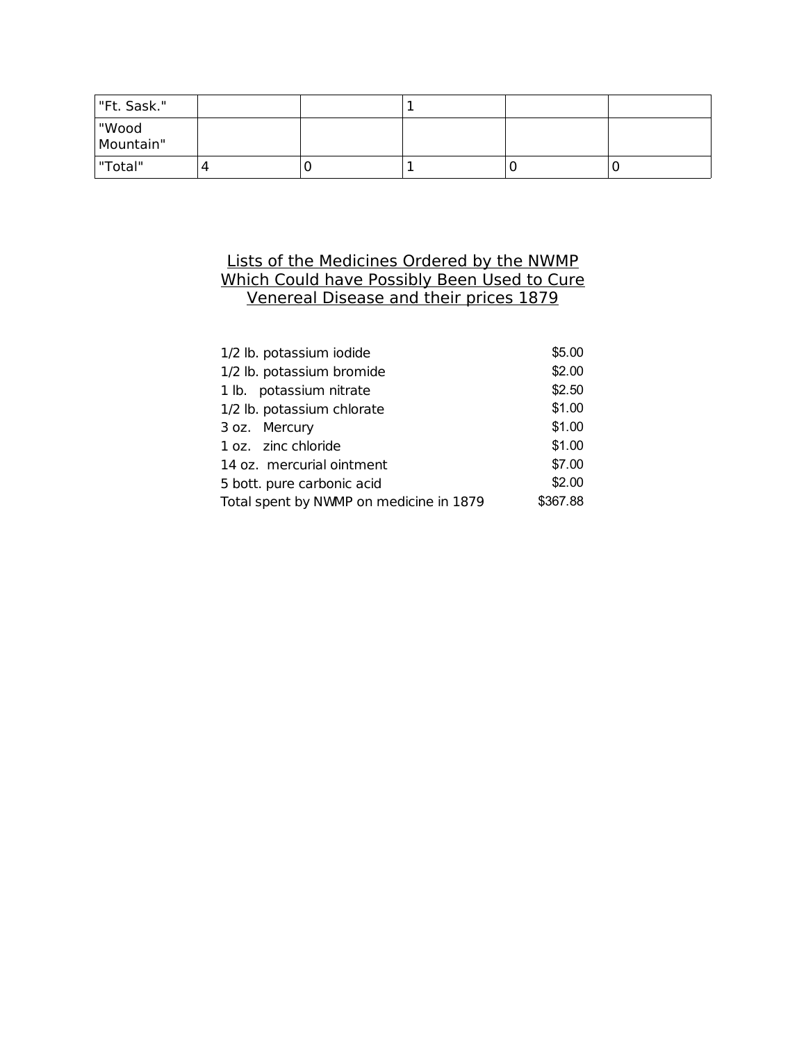| | | | | | |
|---|---|---|---|---|---|
| "Ft. Sask." | | | 1 | | |
| "Wood Mountain" | | | | | |
| "Total" | 4 | 0 | 1 | 0 | 0 |

## Lists of the Medicines Ordered by the NWMP Which Could have Possibly Been Used to Cure Venereal Disease and their prices 1879

| | |
|---|---|
| 1/2 lb. potassium iodide | $5.00 |
| 1/2 lb. potassium bromide | $2.00 |
| 1 lb. potassium nitrate | $2.50 |
| 1/2 lb. potassium chlorate | $1.00 |
| 3 oz. Mercury | $1.00 |
| 1 oz. zinc chloride | $1.00 |
| 14 oz. mercurial ointment | $7.00 |
| 5 bott. pure carbonic acid | $2.00 |
| Total spent by NWMP on medicine in 1879 | $367.88 |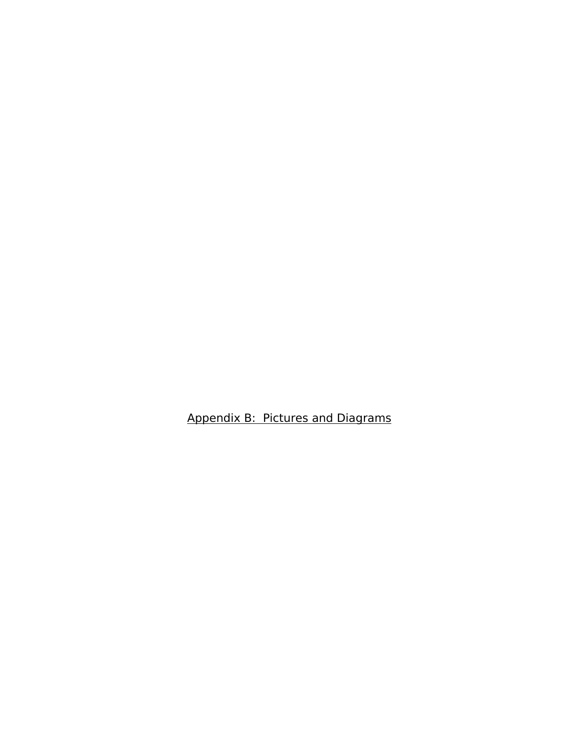# Appendix B:  Pictures and Diagrams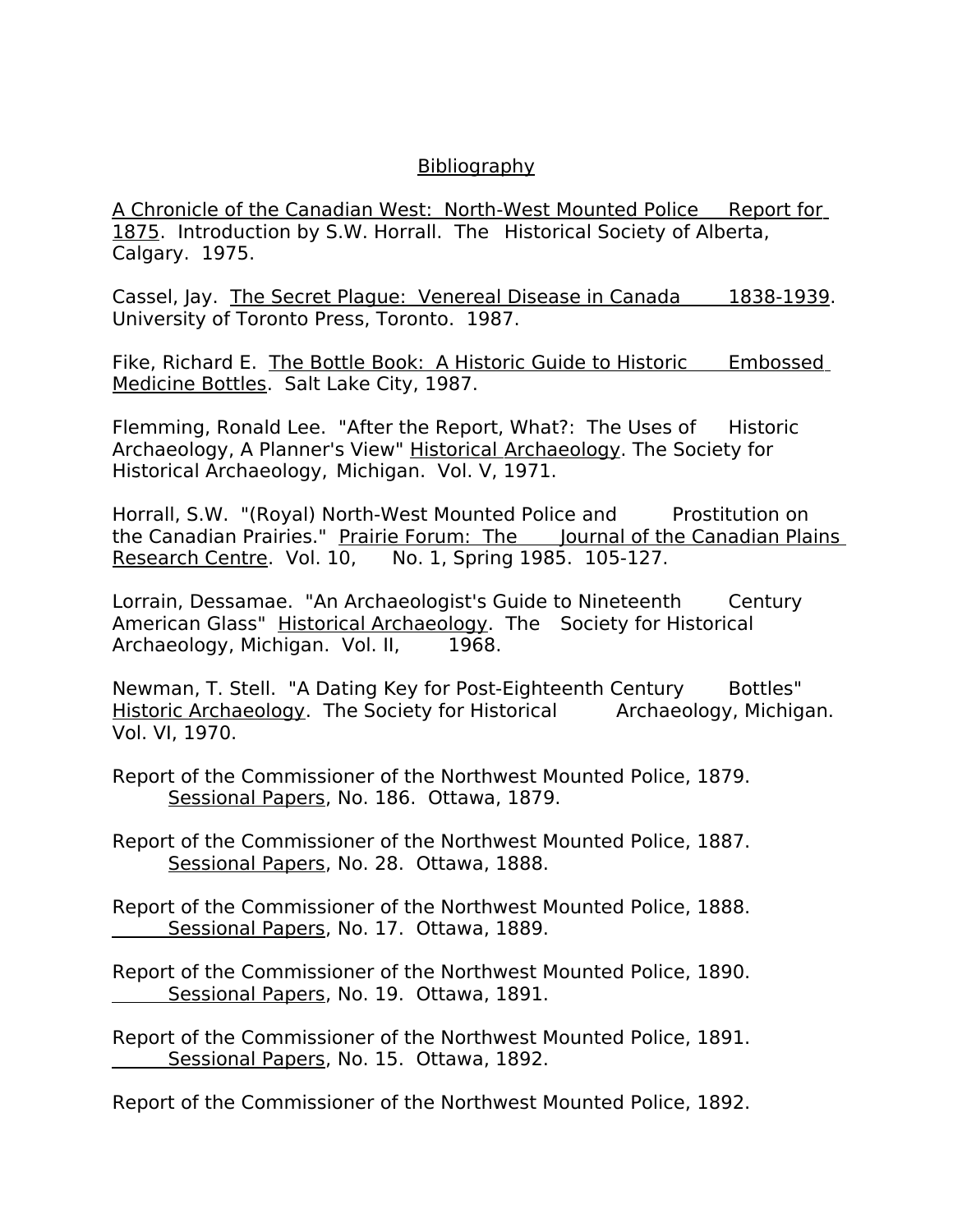## Bibliography

A Chronicle of the Canadian West: North-West Mounted Police Report for 1875. Introduction by S.W. Horrall. The Historical Society of Alberta, Calgary. 1975.

Cassel, Jay. The Secret Plague: Venereal Disease in Canada 1838-1939. University of Toronto Press, Toronto. 1987.

Fike, Richard E. The Bottle Book: A Historic Guide to Historic Embossed Medicine Bottles. Salt Lake City, 1987.

Flemming, Ronald Lee. "After the Report, What?: The Uses of Historic Archaeology, A Planner's View" Historical Archaeology. The Society for Historical Archaeology, Michigan. Vol. V, 1971.

Horrall, S.W. "(Royal) North-West Mounted Police and Prostitution on the Canadian Prairies." Prairie Forum: The Journal of the Canadian Plains Research Centre. Vol. 10, No. 1, Spring 1985. 105-127.

Lorrain, Dessamae. "An Archaeologist's Guide to Nineteenth Century American Glass" Historical Archaeology. The Society for Historical Archaeology, Michigan. Vol. II, 1968.

Newman, T. Stell. "A Dating Key for Post-Eighteenth Century Bottles" Historic Archaeology. The Society for Historical Archaeology, Michigan. Vol. VI, 1970.

Report of the Commissioner of the Northwest Mounted Police, 1879. Sessional Papers, No. 186. Ottawa, 1879.

Report of the Commissioner of the Northwest Mounted Police, 1887. Sessional Papers, No. 28. Ottawa, 1888.

Report of the Commissioner of the Northwest Mounted Police, 1888. Sessional Papers, No. 17. Ottawa, 1889.

Report of the Commissioner of the Northwest Mounted Police, 1890. Sessional Papers, No. 19. Ottawa, 1891.

Report of the Commissioner of the Northwest Mounted Police, 1891. Sessional Papers, No. 15. Ottawa, 1892.

Report of the Commissioner of the Northwest Mounted Police, 1892.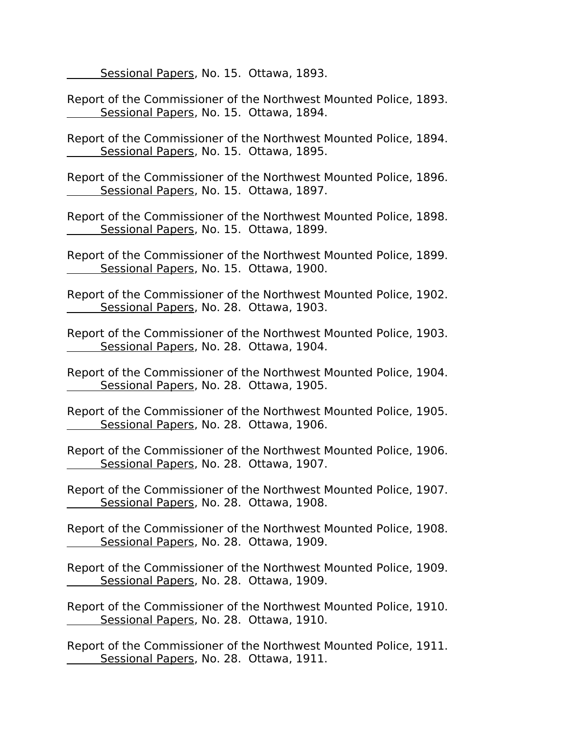\_\_\_\_\_ Sessional Papers, No. 15. Ottawa, 1893.

Report of the Commissioner of the Northwest Mounted Police, 1893.
\_\_\_\_\_ Sessional Papers, No. 15. Ottawa, 1894.

Report of the Commissioner of the Northwest Mounted Police, 1894.
\_\_\_\_\_ Sessional Papers, No. 15. Ottawa, 1895.

Report of the Commissioner of the Northwest Mounted Police, 1896.
\_\_\_\_\_ Sessional Papers, No. 15. Ottawa, 1897.

Report of the Commissioner of the Northwest Mounted Police, 1898.
\_\_\_\_\_ Sessional Papers, No. 15. Ottawa, 1899.

Report of the Commissioner of the Northwest Mounted Police, 1899.
\_\_\_\_\_ Sessional Papers, No. 15. Ottawa, 1900.

Report of the Commissioner of the Northwest Mounted Police, 1902.
\_\_\_\_\_ Sessional Papers, No. 28. Ottawa, 1903.

Report of the Commissioner of the Northwest Mounted Police, 1903.
\_\_\_\_\_ Sessional Papers, No. 28. Ottawa, 1904.

Report of the Commissioner of the Northwest Mounted Police, 1904.
\_\_\_\_\_ Sessional Papers, No. 28. Ottawa, 1905.

Report of the Commissioner of the Northwest Mounted Police, 1905.
\_\_\_\_\_ Sessional Papers, No. 28. Ottawa, 1906.

Report of the Commissioner of the Northwest Mounted Police, 1906.
\_\_\_\_\_ Sessional Papers, No. 28. Ottawa, 1907.

Report of the Commissioner of the Northwest Mounted Police, 1907.
\_\_\_\_\_ Sessional Papers, No. 28. Ottawa, 1908.

Report of the Commissioner of the Northwest Mounted Police, 1908.
\_\_\_\_\_ Sessional Papers, No. 28. Ottawa, 1909.

Report of the Commissioner of the Northwest Mounted Police, 1909.
\_\_\_\_\_ Sessional Papers, No. 28. Ottawa, 1909.

Report of the Commissioner of the Northwest Mounted Police, 1910.
\_\_\_\_\_ Sessional Papers, No. 28. Ottawa, 1910.

Report of the Commissioner of the Northwest Mounted Police, 1911.
\_\_\_\_\_ Sessional Papers, No. 28. Ottawa, 1911.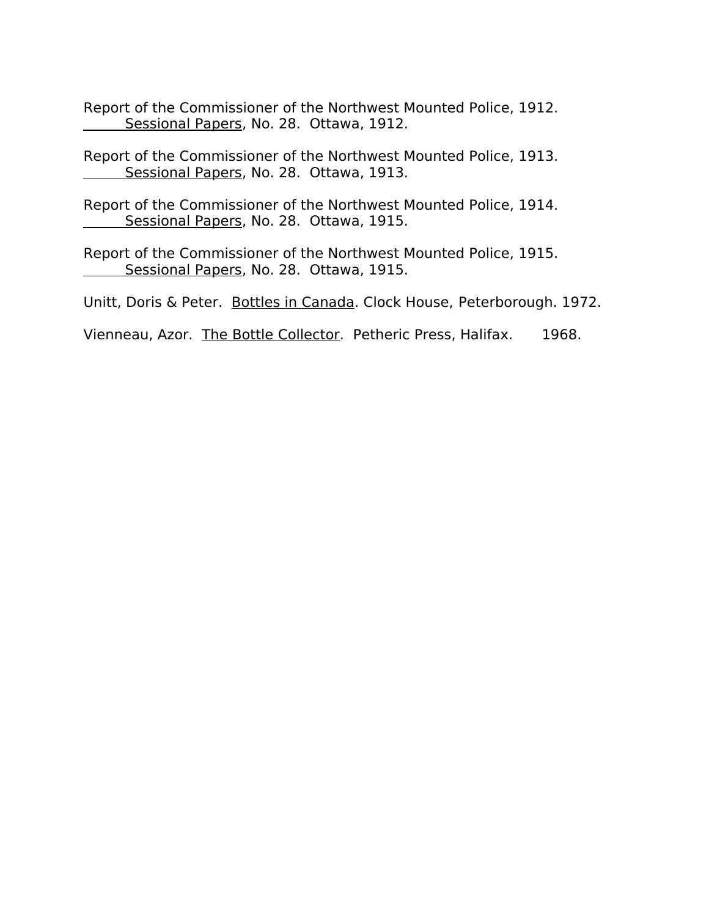Report of the Commissioner of the Northwest Mounted Police, 1912.
        Sessional Papers, No. 28. Ottawa, 1912.

Report of the Commissioner of the Northwest Mounted Police, 1913.
        Sessional Papers, No. 28. Ottawa, 1913.

Report of the Commissioner of the Northwest Mounted Police, 1914.
        Sessional Papers, No. 28. Ottawa, 1915.

Report of the Commissioner of the Northwest Mounted Police, 1915.
        Sessional Papers, No. 28. Ottawa, 1915.

Unitt, Doris & Peter. Bottles in Canada. Clock House, Peterborough. 1972.

Vienneau, Azor. The Bottle Collector. Petheric Press, Halifax. 1968.